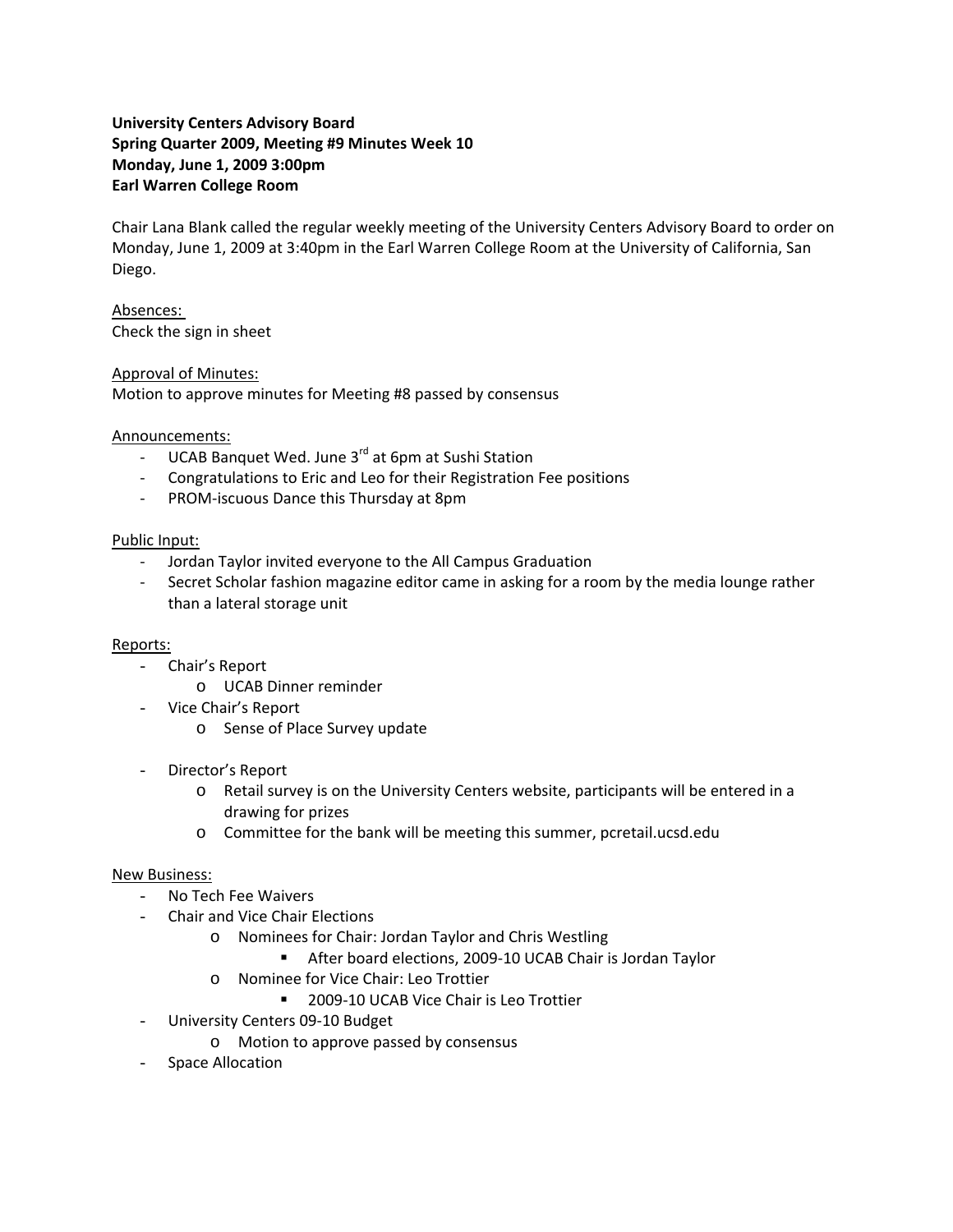**University Centers Advisory Board**
**Spring Quarter 2009, Meeting #9 Minutes Week 10**
**Monday, June 1, 2009 3:00pm**
**Earl Warren College Room**

Chair Lana Blank called the regular weekly meeting of the University Centers Advisory Board to order on Monday, June 1, 2009 at 3:40pm in the Earl Warren College Room at the University of California, San Diego.

<u>Absences:</u>
Check the sign in sheet

<u>Approval of Minutes:</u>
Motion to approve minutes for Meeting #8 passed by consensus

<u>Announcements:</u>

- UCAB Banquet Wed. June 3rd at 6pm at Sushi Station
- Congratulations to Eric and Leo for their Registration Fee positions
- PROM-iscuous Dance this Thursday at 8pm

<u>Public Input:</u>

- Jordan Taylor invited everyone to the All Campus Graduation
- Secret Scholar fashion magazine editor came in asking for a room by the media lounge rather than a lateral storage unit

<u>Reports:</u>

- Chair's Report
    - UCAB Dinner reminder
- Vice Chair's Report
    - Sense of Place Survey update
- Director's Report
    - Retail survey is on the University Centers website, participants will be entered in a drawing for prizes
    - Committee for the bank will be meeting this summer, pcretail.ucsd.edu

<u>New Business:</u>

- No Tech Fee Waivers
- Chair and Vice Chair Elections
    - Nominees for Chair: Jordan Taylor and Chris Westling
        - After board elections, 2009-10 UCAB Chair is Jordan Taylor
    - Nominee for Vice Chair: Leo Trottier
        - 2009-10 UCAB Vice Chair is Leo Trottier
- University Centers 09-10 Budget
    - Motion to approve passed by consensus
- Space Allocation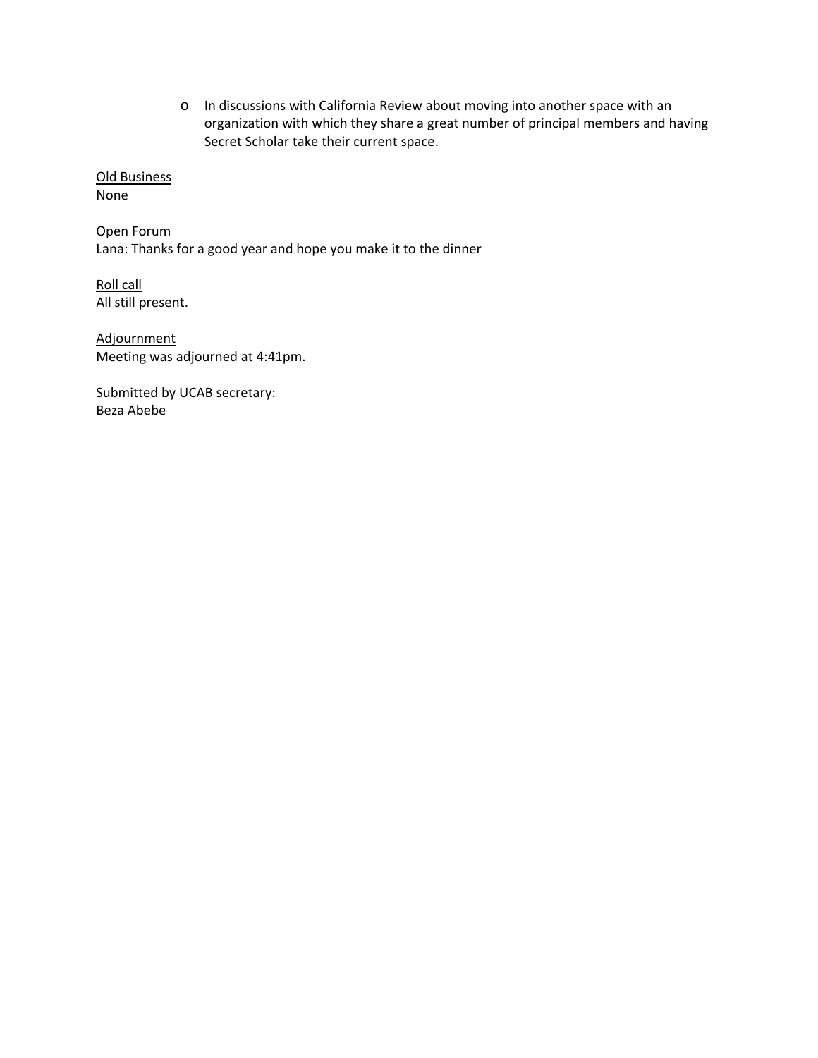- In discussions with California Review about moving into another space with an organization with which they share a great number of principal members and having Secret Scholar take their current space.

<u>Old Business</u>
None

<u>Open Forum</u>
Lana: Thanks for a good year and hope you make it to the dinner

<u>Roll call</u>
All still present.

<u>Adjournment</u>
Meeting was adjourned at 4:41pm.

Submitted by UCAB secretary:
Beza Abebe